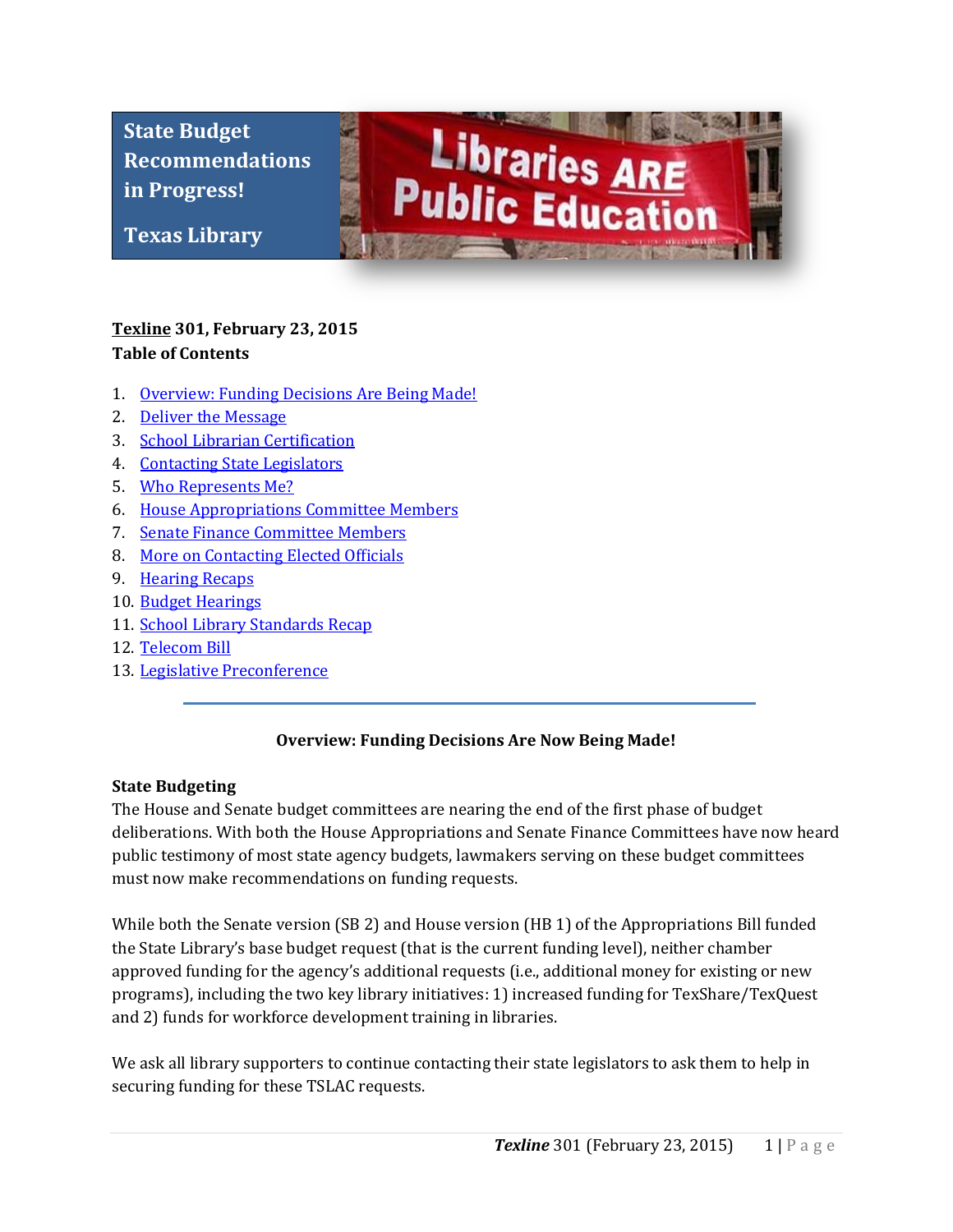**State Budget Recommendations in Progress!**

**Texas Library**

**Texline 301, February 23, 2015**

**Table of Contents**

1. Overview: Funding Decisions Are Being Made!
2. Deliver the Message
3. School Librarian Certification
4. Contacting State Legislators
5. Who Represents Me?
6. House Appropriations Committee Members
7. Senate Finance Committee Members
8. More on Contacting Elected Officials
9. Hearing Recaps
10. Budget Hearings
11. School Library Standards Recap
12. Telecom Bill
13. Legislative Preconference

---

## Overview: Funding Decisions Are Now Being Made!

### State Budgeting

The House and Senate budget committees are nearing the end of the first phase of budget deliberations. With both the House Appropriations and Senate Finance Committees have now heard public testimony of most state agency budgets, lawmakers serving on these budget committees must now make recommendations on funding requests.

While both the Senate version (SB 2) and House version (HB 1) of the Appropriations Bill funded the State Library's base budget request (that is the current funding level), neither chamber approved funding for the agency's additional requests (i.e., additional money for existing or new programs), including the two key library initiatives: 1) increased funding for TexShare/TexQuest and 2) funds for workforce development training in libraries.

We ask all library supporters to continue contacting their state legislators to ask them to help in securing funding for these TSLAC requests.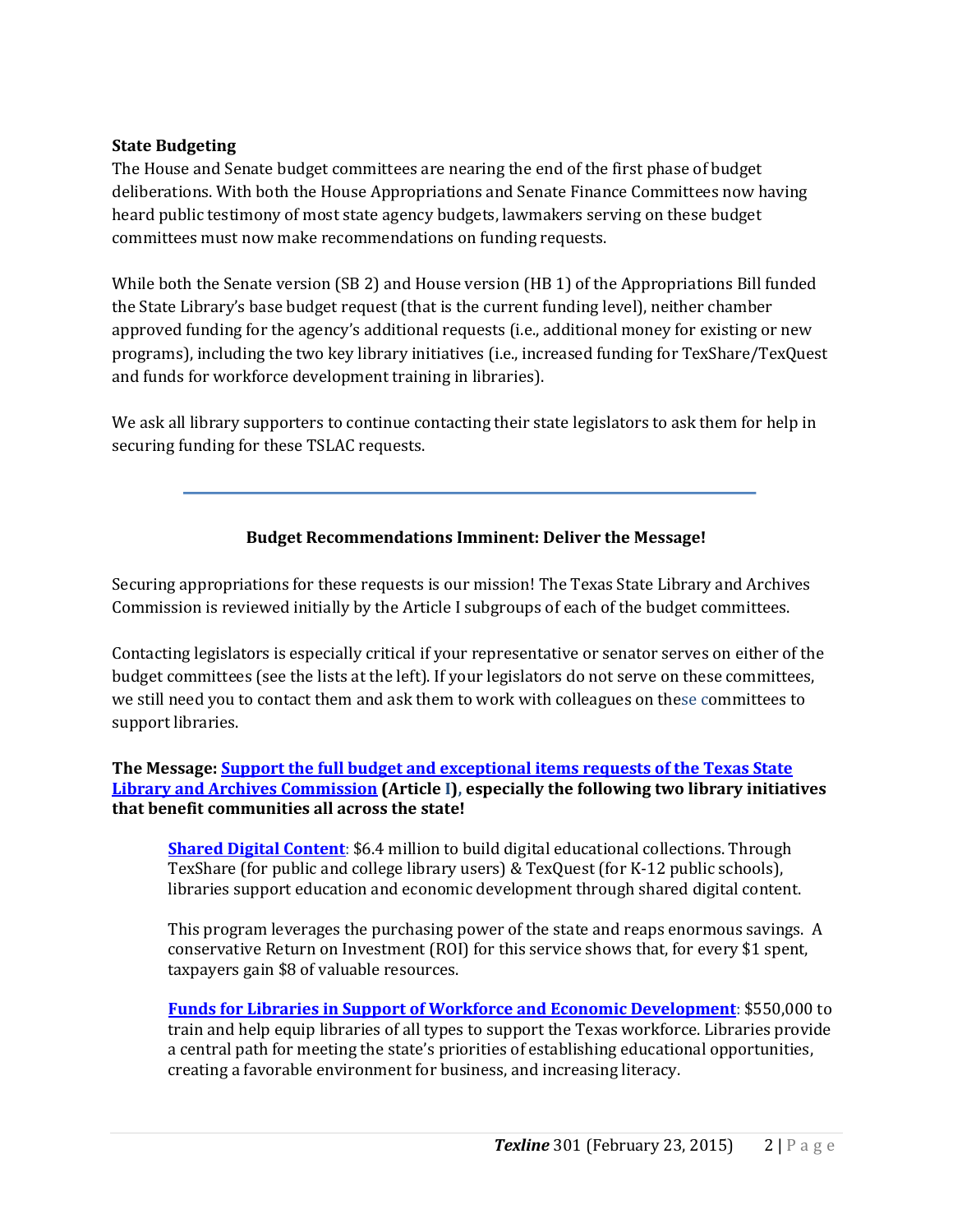**State Budgeting**

The House and Senate budget committees are nearing the end of the first phase of budget deliberations. With both the House Appropriations and Senate Finance Committees now having heard public testimony of most state agency budgets, lawmakers serving on these budget committees must now make recommendations on funding requests.

While both the Senate version (SB 2) and House version (HB 1) of the Appropriations Bill funded the State Library's base budget request (that is the current funding level), neither chamber approved funding for the agency's additional requests (i.e., additional money for existing or new programs), including the two key library initiatives (i.e., increased funding for TexShare/TexQuest and funds for workforce development training in libraries).

We ask all library supporters to continue contacting their state legislators to ask them for help in securing funding for these TSLAC requests.

---

**Budget Recommendations Imminent: Deliver the Message!**

Securing appropriations for these requests is our mission! The Texas State Library and Archives Commission is reviewed initially by the Article I subgroups of each of the budget committees.

Contacting legislators is especially critical if your representative or senator serves on either of the budget committees (see the lists at the left). If your legislators do not serve on these committees, we still need you to contact them and ask them to work with colleagues on these committees to support libraries.

**The Message: Support the full budget and exceptional items requests of the Texas State Library and Archives Commission (Article I), especially the following two library initiatives that benefit communities all across the state!**

> **Shared Digital Content**: $6.4 million to build digital educational collections. Through TexShare (for public and college library users) & TexQuest (for K-12 public schools), libraries support education and economic development through shared digital content.
>
> This program leverages the purchasing power of the state and reaps enormous savings. A conservative Return on Investment (ROI) for this service shows that, for every $1 spent, taxpayers gain $8 of valuable resources.
>
> **Funds for Libraries in Support of Workforce and Economic Development**: $550,000 to train and help equip libraries of all types to support the Texas workforce. Libraries provide a central path for meeting the state's priorities of establishing educational opportunities, creating a favorable environment for business, and increasing literacy.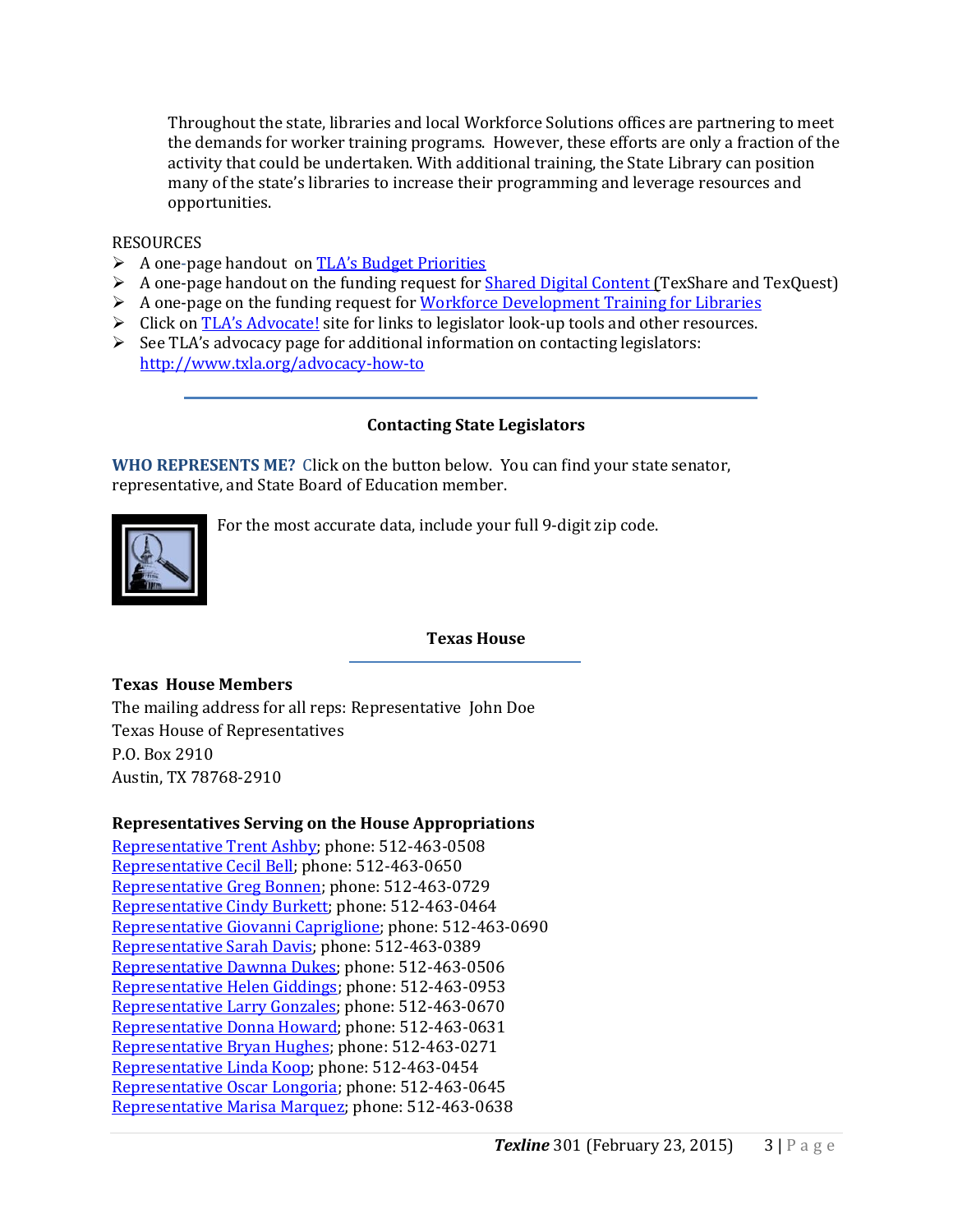Throughout the state, libraries and local Workforce Solutions offices are partnering to meet the demands for worker training programs. However, these efforts are only a fraction of the activity that could be undertaken. With additional training, the State Library can position many of the state's libraries to increase their programming and leverage resources and opportunities.

RESOURCES

- A one-page handout on TLA's Budget Priorities
- A one-page handout on the funding request for Shared Digital Content (TexShare and TexQuest)
- A one-page on the funding request for Workforce Development Training for Libraries
- Click on TLA's Advocate! site for links to legislator look-up tools and other resources.
- See TLA's advocacy page for additional information on contacting legislators: http://www.txla.org/advocacy-how-to

---

### Contacting State Legislators

**WHO REPRESENTS ME?** Click on the button below. You can find your state senator, representative, and State Board of Education member.

For the most accurate data, include your full 9-digit zip code.

### Texas House

**Texas House Members**

The mailing address for all reps: Representative John Doe
Texas House of Representatives
P.O. Box 2910
Austin, TX 78768-2910

**Representatives Serving on the House Appropriations**

Representative Trent Ashby; phone: 512-463-0508
Representative Cecil Bell; phone: 512-463-0650
Representative Greg Bonnen; phone: 512-463-0729
Representative Cindy Burkett; phone: 512-463-0464
Representative Giovanni Capriglione; phone: 512-463-0690
Representative Sarah Davis; phone: 512-463-0389
Representative Dawnna Dukes; phone: 512-463-0506
Representative Helen Giddings; phone: 512-463-0953
Representative Larry Gonzales; phone: 512-463-0670
Representative Donna Howard; phone: 512-463-0631
Representative Bryan Hughes; phone: 512-463-0271
Representative Linda Koop; phone: 512-463-0454
Representative Oscar Longoria; phone: 512-463-0645
Representative Marisa Marquez; phone: 512-463-0638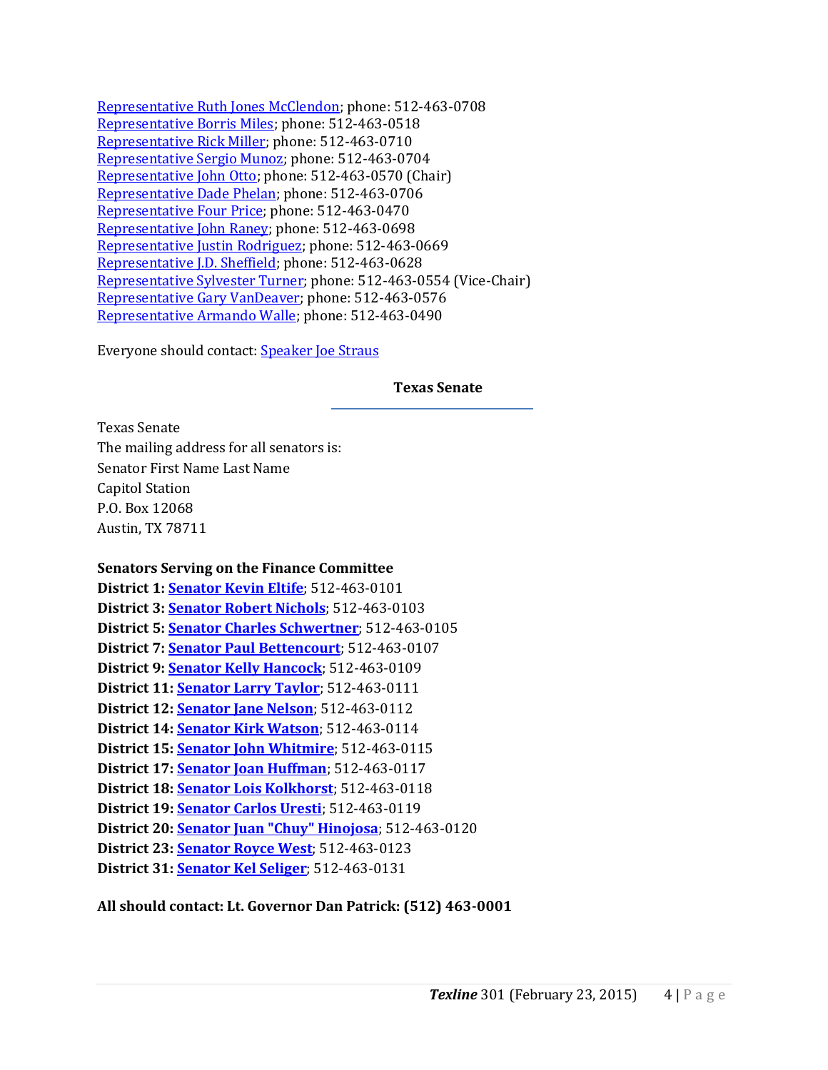Representative Ruth Jones McClendon; phone: 512-463-0708
Representative Borris Miles; phone: 512-463-0518
Representative Rick Miller; phone: 512-463-0710
Representative Sergio Munoz; phone: 512-463-0704
Representative John Otto; phone: 512-463-0570 (Chair)
Representative Dade Phelan; phone: 512-463-0706
Representative Four Price; phone: 512-463-0470
Representative John Raney; phone: 512-463-0698
Representative Justin Rodriguez; phone: 512-463-0669
Representative J.D. Sheffield; phone: 512-463-0628
Representative Sylvester Turner; phone: 512-463-0554 (Vice-Chair)
Representative Gary VanDeaver; phone: 512-463-0576
Representative Armando Walle; phone: 512-463-0490

Everyone should contact: Speaker Joe Straus

## Texas Senate

Texas Senate
The mailing address for all senators is:
Senator First Name Last Name
Capitol Station
P.O. Box 12068
Austin, TX 78711

**Senators Serving on the Finance Committee**
**District 1: Senator Kevin Eltife**; 512-463-0101
**District 3: Senator Robert Nichols**; 512-463-0103
**District 5: Senator Charles Schwertner**; 512-463-0105
**District 7: Senator Paul Bettencourt**; 512-463-0107
**District 9: Senator Kelly Hancock**; 512-463-0109
**District 11: Senator Larry Taylor**; 512-463-0111
**District 12: Senator Jane Nelson**; 512-463-0112
**District 14: Senator Kirk Watson**; 512-463-0114
**District 15: Senator John Whitmire**; 512-463-0115
**District 17: Senator Joan Huffman**; 512-463-0117
**District 18: Senator Lois Kolkhorst**; 512-463-0118
**District 19: Senator Carlos Uresti**; 512-463-0119
**District 20: Senator Juan "Chuy" Hinojosa**; 512-463-0120
**District 23: Senator Royce West**; 512-463-0123
**District 31: Senator Kel Seliger**; 512-463-0131

**All should contact: Lt. Governor Dan Patrick: (512) 463-0001**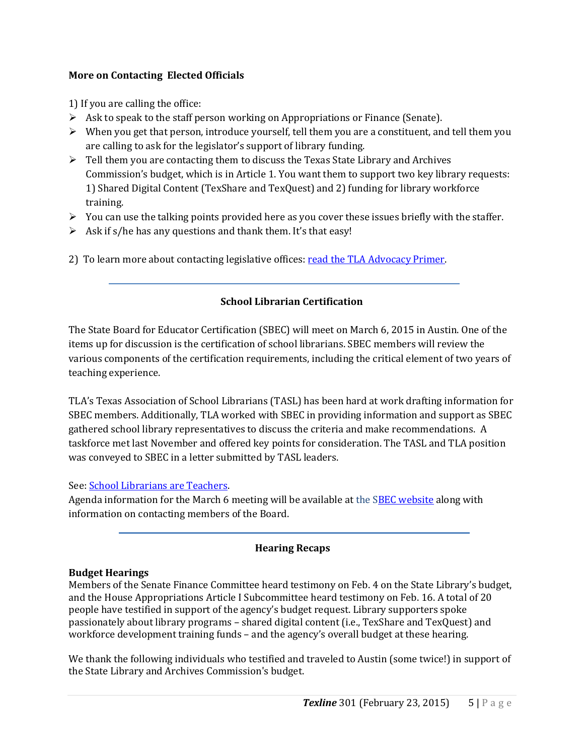### More on Contacting Elected Officials

1) If you are calling the office:

- Ask to speak to the staff person working on Appropriations or Finance (Senate).
- When you get that person, introduce yourself, tell them you are a constituent, and tell them you are calling to ask for the legislator's support of library funding.
- Tell them you are contacting them to discuss the Texas State Library and Archives Commission's budget, which is in Article 1. You want them to support two key library requests: 1) Shared Digital Content (TexShare and TexQuest) and 2) funding for library workforce training.
- You can use the talking points provided here as you cover these issues briefly with the staffer.
- Ask if s/he has any questions and thank them. It's that easy!

2) To learn more about contacting legislative offices: read the TLA Advocacy Primer.

---

## School Librarian Certification

The State Board for Educator Certification (SBEC) will meet on March 6, 2015 in Austin. One of the items up for discussion is the certification of school librarians. SBEC members will review the various components of the certification requirements, including the critical element of two years of teaching experience.

TLA's Texas Association of School Librarians (TASL) has been hard at work drafting information for SBEC members. Additionally, TLA worked with SBEC in providing information and support as SBEC gathered school library representatives to discuss the criteria and make recommendations. A taskforce met last November and offered key points for consideration. The TASL and TLA position was conveyed to SBEC in a letter submitted by TASL leaders.

See: School Librarians are Teachers.
Agenda information for the March 6 meeting will be available at the SBEC website along with information on contacting members of the Board.

---

## Hearing Recaps

### Budget Hearings

Members of the Senate Finance Committee heard testimony on Feb. 4 on the State Library's budget, and the House Appropriations Article I Subcommittee heard testimony on Feb. 16. A total of 20 people have testified in support of the agency's budget request. Library supporters spoke passionately about library programs – shared digital content (i.e., TexShare and TexQuest) and workforce development training funds – and the agency's overall budget at these hearing.

We thank the following individuals who testified and traveled to Austin (some twice!) in support of the State Library and Archives Commission's budget.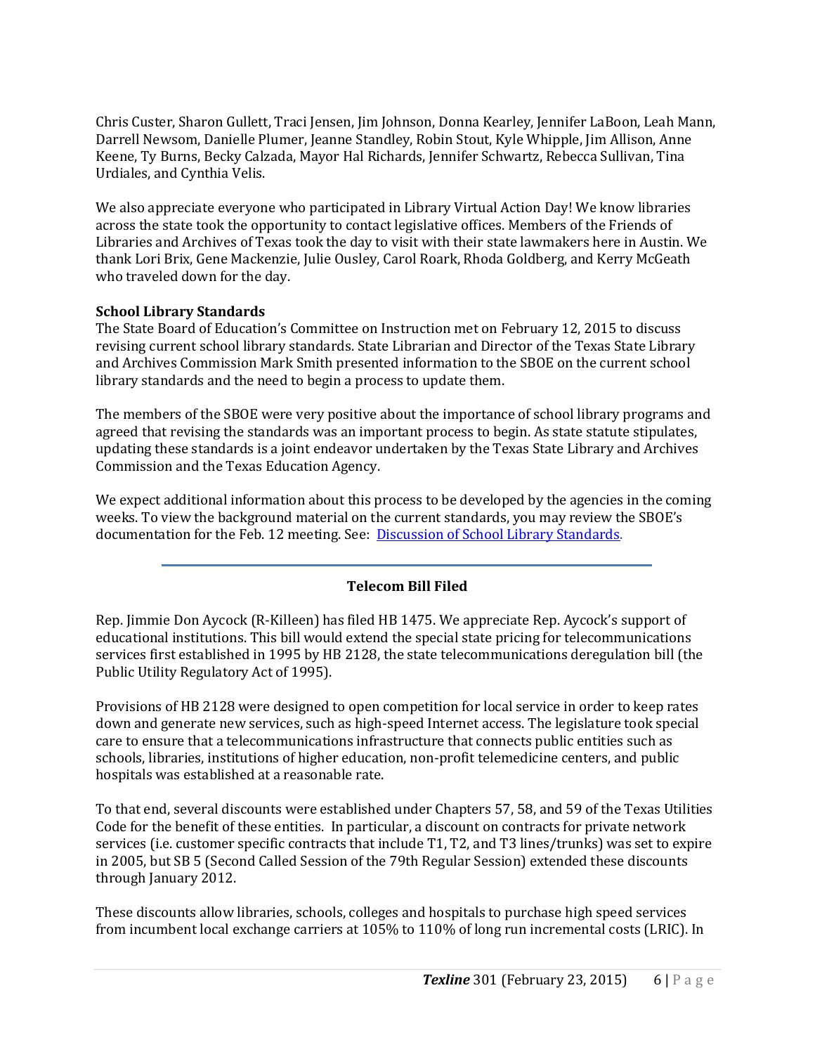Chris Custer, Sharon Gullett, Traci Jensen, Jim Johnson, Donna Kearley, Jennifer LaBoon, Leah Mann, Darrell Newsom, Danielle Plumer, Jeanne Standley, Robin Stout, Kyle Whipple, Jim Allison, Anne Keene, Ty Burns, Becky Calzada, Mayor Hal Richards, Jennifer Schwartz, Rebecca Sullivan, Tina Urdiales, and Cynthia Velis.

We also appreciate everyone who participated in Library Virtual Action Day! We know libraries across the state took the opportunity to contact legislative offices. Members of the Friends of Libraries and Archives of Texas took the day to visit with their state lawmakers here in Austin. We thank Lori Brix, Gene Mackenzie, Julie Ousley, Carol Roark, Rhoda Goldberg, and Kerry McGeath who traveled down for the day.

**School Library Standards**

The State Board of Education's Committee on Instruction met on February 12, 2015 to discuss revising current school library standards. State Librarian and Director of the Texas State Library and Archives Commission Mark Smith presented information to the SBOE on the current school library standards and the need to begin a process to update them.

The members of the SBOE were very positive about the importance of school library programs and agreed that revising the standards was an important process to begin. As state statute stipulates, updating these standards is a joint endeavor undertaken by the Texas State Library and Archives Commission and the Texas Education Agency.

We expect additional information about this process to be developed by the agencies in the coming weeks. To view the background material on the current standards, you may review the SBOE's documentation for the Feb. 12 meeting. See: [Discussion of School Library Standards](#).

---

## Telecom Bill Filed

Rep. Jimmie Don Aycock (R-Killeen) has filed HB 1475. We appreciate Rep. Aycock's support of educational institutions. This bill would extend the special state pricing for telecommunications services first established in 1995 by HB 2128, the state telecommunications deregulation bill (the Public Utility Regulatory Act of 1995).

Provisions of HB 2128 were designed to open competition for local service in order to keep rates down and generate new services, such as high-speed Internet access. The legislature took special care to ensure that a telecommunications infrastructure that connects public entities such as schools, libraries, institutions of higher education, non-profit telemedicine centers, and public hospitals was established at a reasonable rate.

To that end, several discounts were established under Chapters 57, 58, and 59 of the Texas Utilities Code for the benefit of these entities. In particular, a discount on contracts for private network services (i.e. customer specific contracts that include T1, T2, and T3 lines/trunks) was set to expire in 2005, but SB 5 (Second Called Session of the 79th Regular Session) extended these discounts through January 2012.

These discounts allow libraries, schools, colleges and hospitals to purchase high speed services from incumbent local exchange carriers at 105% to 110% of long run incremental costs (LRIC). In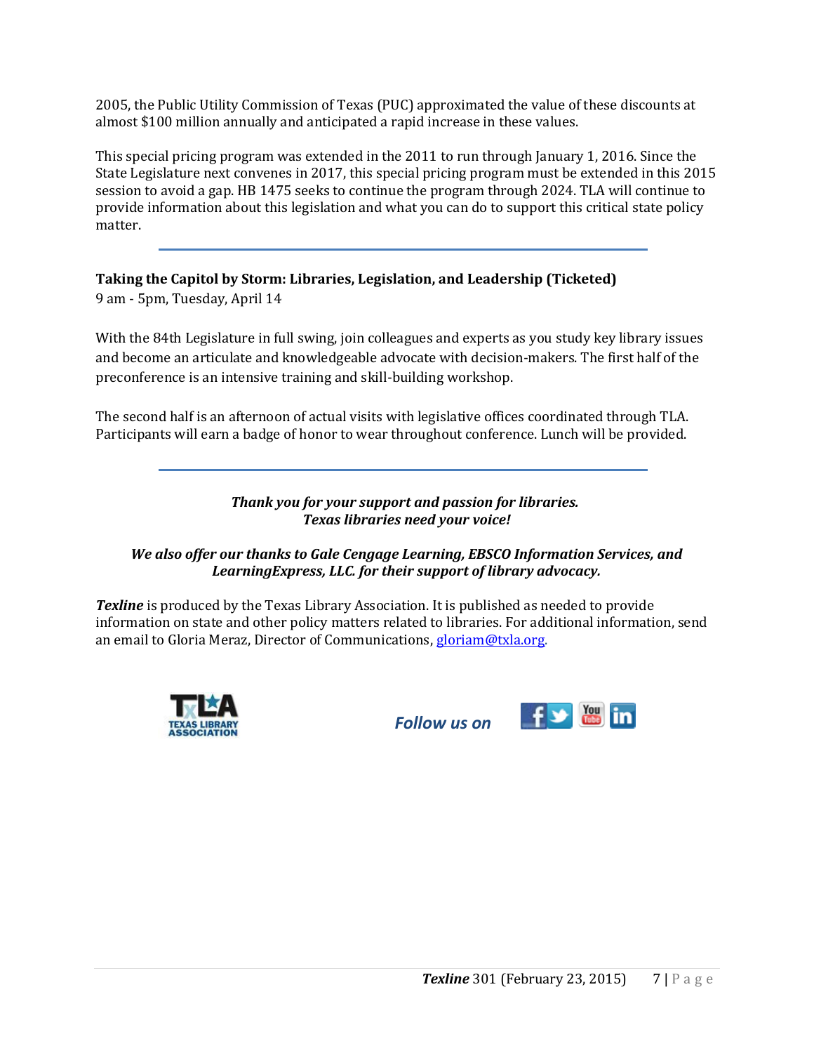2005, the Public Utility Commission of Texas (PUC) approximated the value of these discounts at almost $100 million annually and anticipated a rapid increase in these values.

This special pricing program was extended in the 2011 to run through January 1, 2016. Since the State Legislature next convenes in 2017, this special pricing program must be extended in this 2015 session to avoid a gap. HB 1475 seeks to continue the program through 2024. TLA will continue to provide information about this legislation and what you can do to support this critical state policy matter.

---

**Taking the Capitol by Storm: Libraries, Legislation, and Leadership (Ticketed)**
9 am - 5pm, Tuesday, April 14

With the 84th Legislature in full swing, join colleagues and experts as you study key library issues and become an articulate and knowledgeable advocate with decision-makers. The first half of the preconference is an intensive training and skill-building workshop.

The second half is an afternoon of actual visits with legislative offices coordinated through TLA. Participants will earn a badge of honor to wear throughout conference. Lunch will be provided.

---

***Thank you for your support and passion for libraries.***
***Texas libraries need your voice!***

***We also offer our thanks to Gale Cengage Learning, EBSCO Information Services, and LearningExpress, LLC. for their support of library advocacy.***

***Texline*** is produced by the Texas Library Association. It is published as needed to provide information on state and other policy matters related to libraries. For additional information, send an email to Gloria Meraz, Director of Communications, gloriam@txla.org.

TxLA TEXAS LIBRARY ASSOCIATION

***Follow us on***